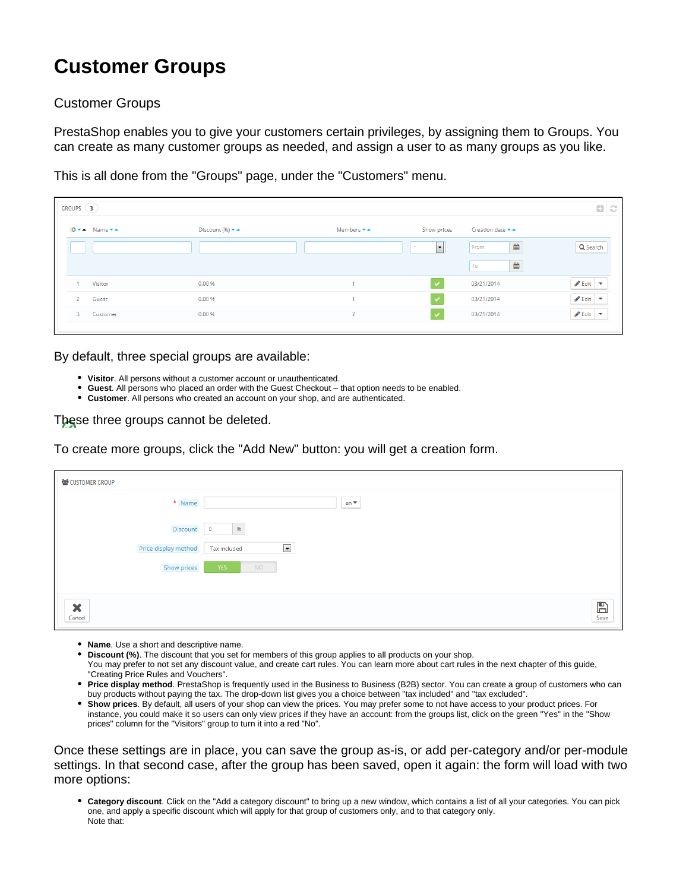# Customer Groups

Customer Groups

PrestaShop enables you to give your customers certain privileges, by assigning them to Groups. You can create as many customer groups as needed, and assign a user to as many groups as you like.

This is all done from the "Groups" page, under the "Customers" menu.

By default, three special groups are available:

- **Visitor**. All persons without a customer account or unauthenticated.
- **Guest**. All persons who placed an order with the Guest Checkout – that option needs to be enabled.
- **Customer**. All persons who created an account on your shop, and are authenticated.

These three groups cannot be deleted.

To create more groups, click the "Add New" button: you will get a creation form.

- **Name**. Use a short and descriptive name.
- **Discount (%)**. The discount that you set for members of this group applies to all products on your shop.
  You may prefer to not set any discount value, and create cart rules. You can learn more about cart rules in the next chapter of this guide, "Creating Price Rules and Vouchers".
- **Price display method**. PrestaShop is frequently used in the Business to Business (B2B) sector. You can create a group of customers who can buy products without paying the tax. The drop-down list gives you a choice between "tax included" and "tax excluded".
- **Show prices**. By default, all users of your shop can view the prices. You may prefer some to not have access to your product prices. For instance, you could make it so users can only view prices if they have an account: from the groups list, click on the green "Yes" in the "Show prices" column for the "Visitors" group to turn it into a red "No".

Once these settings are in place, you can save the group as-is, or add per-category and/or per-module settings. In that second case, after the group has been saved, open it again: the form will load with two more options:

- **Category discount**. Click on the "Add a category discount" to bring up a new window, which contains a list of all your categories. You can pick one, and apply a specific discount which will apply for that group of customers only, and to that category only.
  Note that: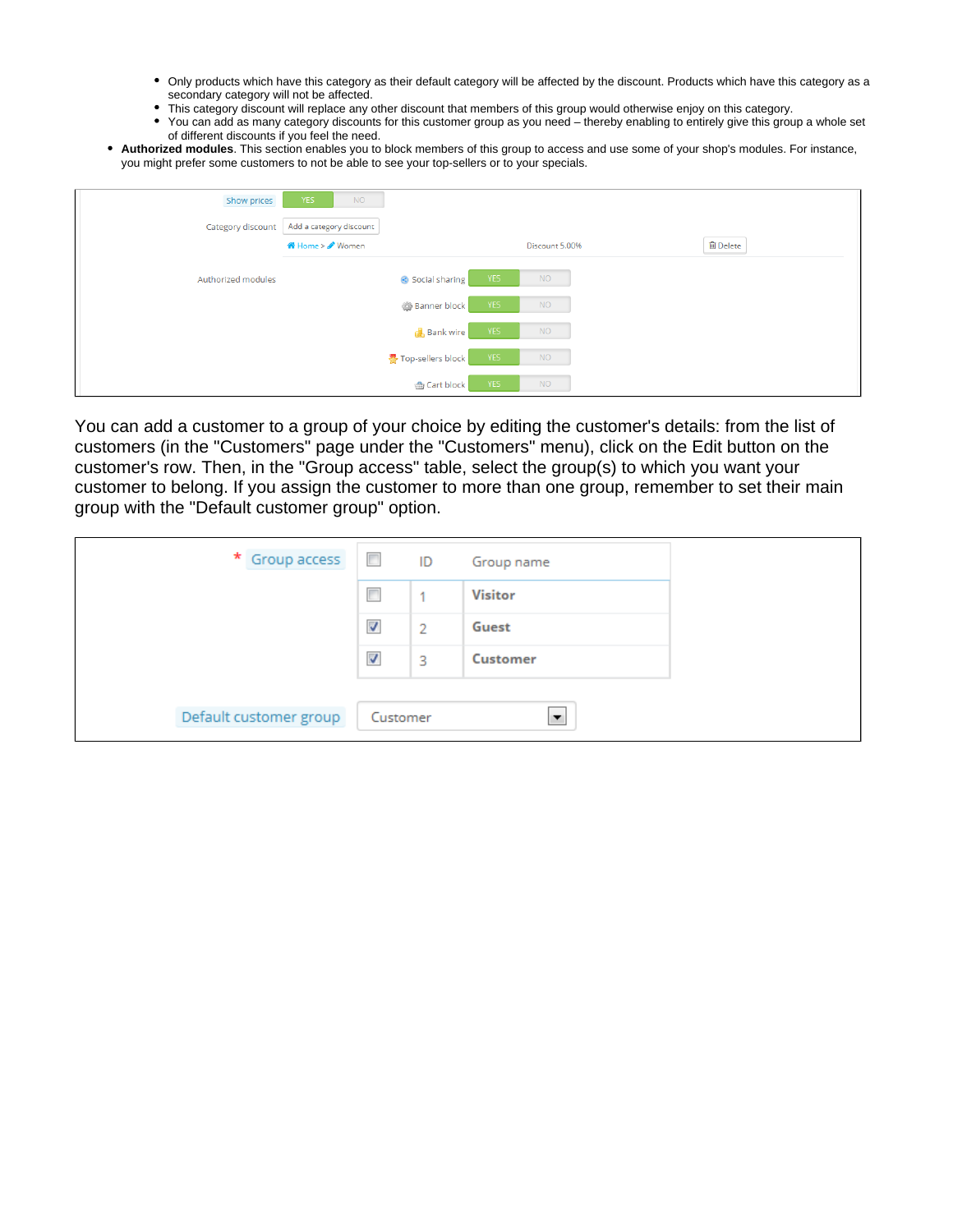- Only products which have this category as their default category will be affected by the discount. Products which have this category as a secondary category will not be affected.
  - This category discount will replace any other discount that members of this group would otherwise enjoy on this category.
  - You can add as many category discounts for this customer group as you need – thereby enabling to entirely give this group a whole set of different discounts if you feel the need.
- **Authorized modules**. This section enables you to block members of this group to access and use some of your shop's modules. For instance, you might prefer some customers to not be able to see your top-sellers or to your specials.

You can add a customer to a group of your choice by editing the customer's details: from the list of customers (in the "Customers" page under the "Customers" menu), click on the Edit button on the customer's row. Then, in the "Group access" table, select the group(s) to which you want your customer to belong. If you assign the customer to more than one group, remember to set their main group with the "Default customer group" option.